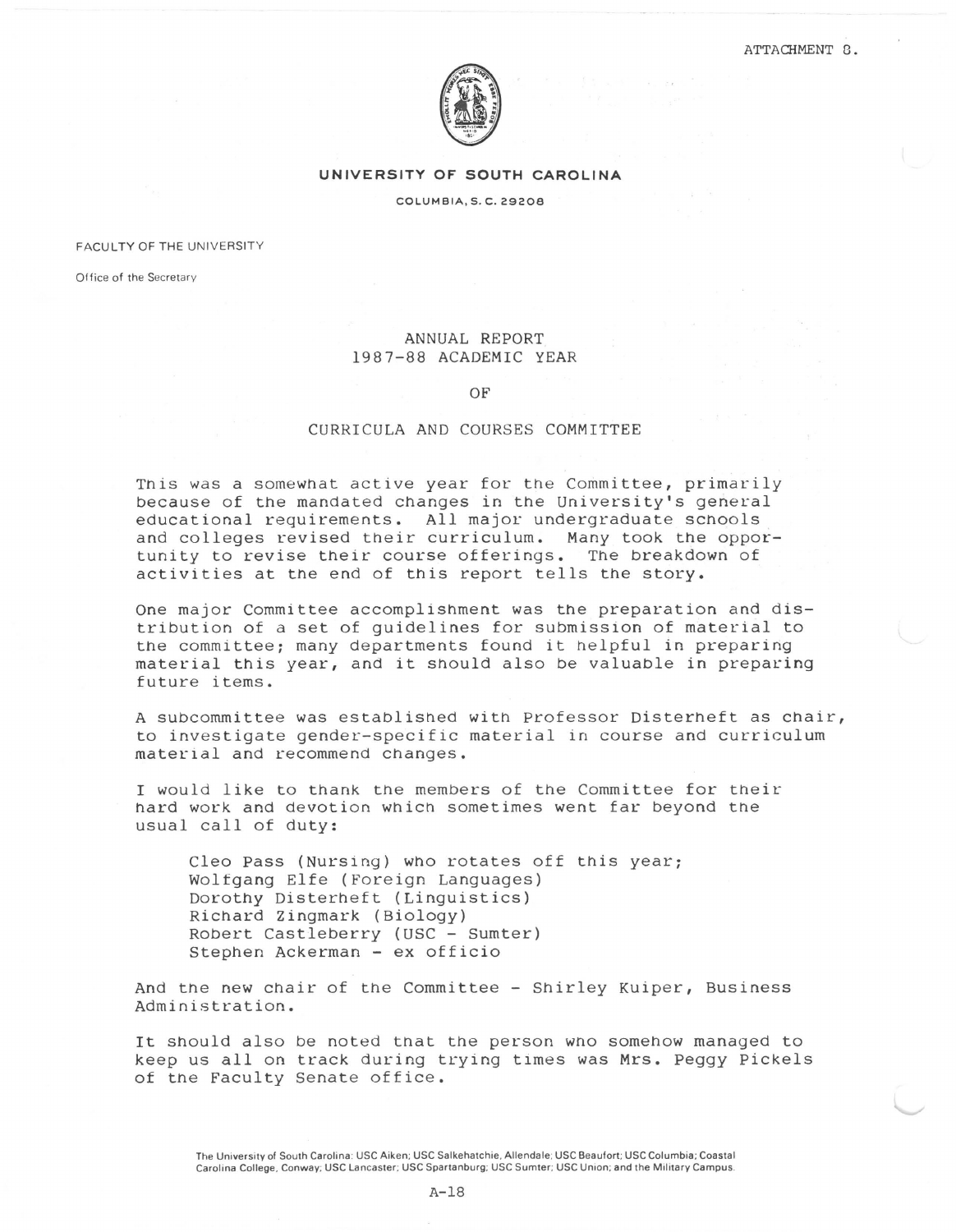ATTACHMENT 8.

**UNIVERSITY OF SOUTH CAROLINA**

COLUMBIA, S. C. 29208

FACULTY OF THE UNIVERSITY

Office of the Secretary

# ANNUAL REPORT
## 1987-88 ACADEMIC YEAR

OF

## CURRICULA AND COURSES COMMITTEE

This was a somewhat active year for the Committee, primarily because of the mandated changes in the University's general educational requirements. All major undergraduate schools and colleges revised their curriculum. Many took the opportunity to revise their course offerings. The breakdown of activities at the end of this report tells the story.

One major Committee accomplishment was the preparation and distribution of a set of guidelines for submission of material to the committee; many departments found it helpful in preparing material this year, and it should also be valuable in preparing future items.

A subcommittee was established with Professor Disterheft as chair, to investigate gender-specific material in course and curriculum material and recommend changes.

I would like to thank the members of the Committee for their hard work and devotion which sometimes went far beyond the usual call of duty:

Cleo Pass (Nursing) who rotates off this year;
Wolfgang Elfe (Foreign Languages)
Dorothy Disterheft (Linguistics)
Richard Zingmark (Biology)
Robert Castleberry (USC - Sumter)
Stephen Ackerman - ex officio

And the new chair of the Committee - Shirley Kuiper, Business Administration.

It should also be noted that the person who somehow managed to keep us all on track during trying times was Mrs. Peggy Pickels of the Faculty Senate office.

The University of South Carolina: USC Aiken; USC Salkehatchie, Allendale; USC Beaufort; USC Columbia; Coastal Carolina College, Conway; USC Lancaster; USC Spartanburg; USC Sumter; USC Union; and the Military Campus.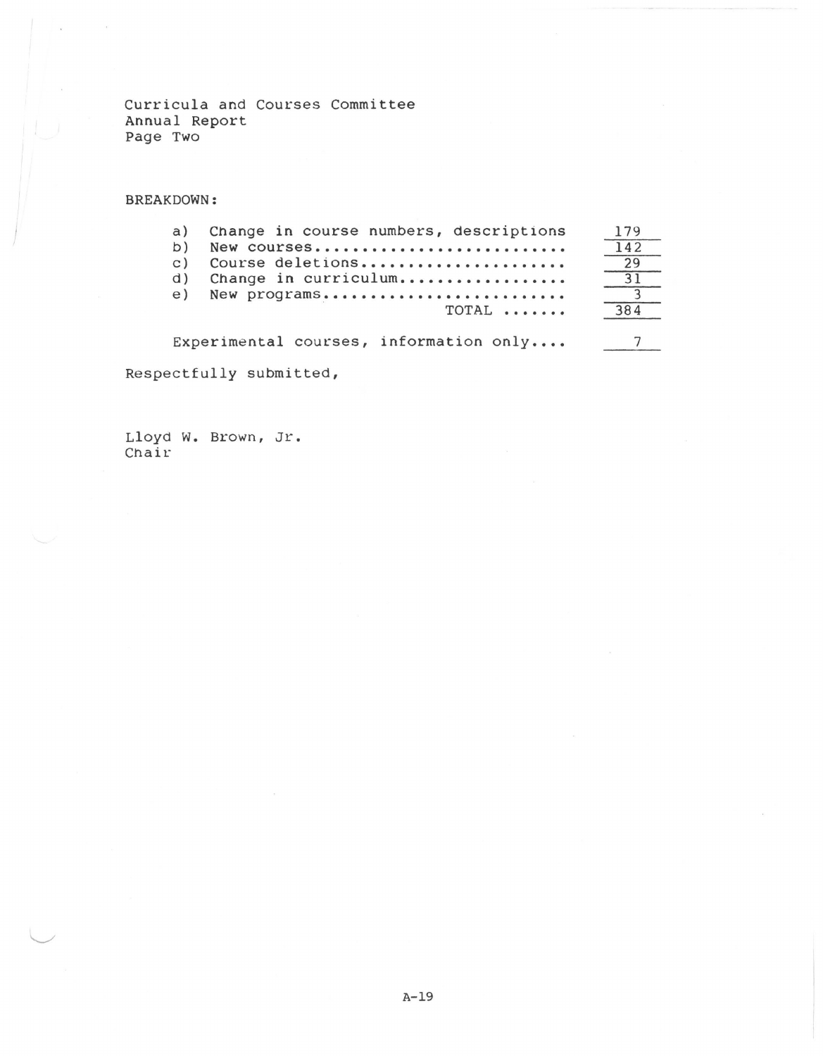Curricula and Courses Committee
Annual Report
Page Two

BREAKDOWN:

| | | |
|---|---|---|
| a) | Change in course numbers, descriptions | 179 |
| b) | New courses.......................... | 142 |
| c) | Course deletions..................... | 29 |
| d) | Change in curriculum................. | 31 |
| e) | New programs......................... | 3 |
| | TOTAL ....... | 384 |
| | Experimental courses, information only.... | 7 |

Respectfully submitted,

Lloyd W. Brown, Jr.
Chair